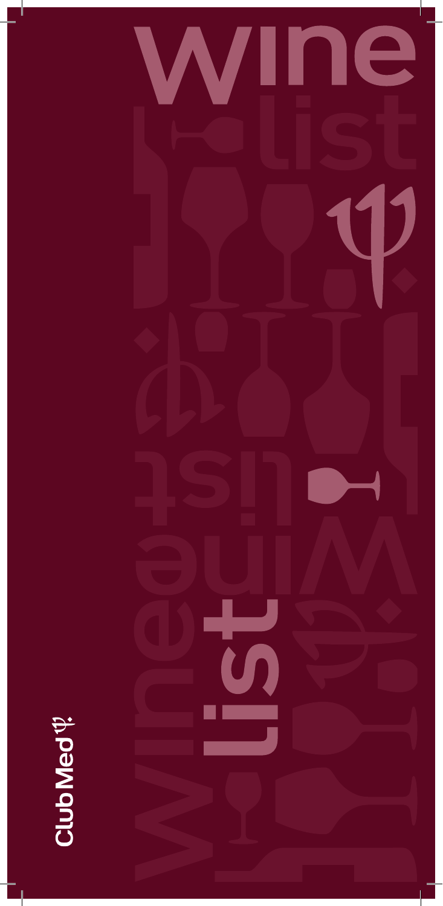# wine list

Club Med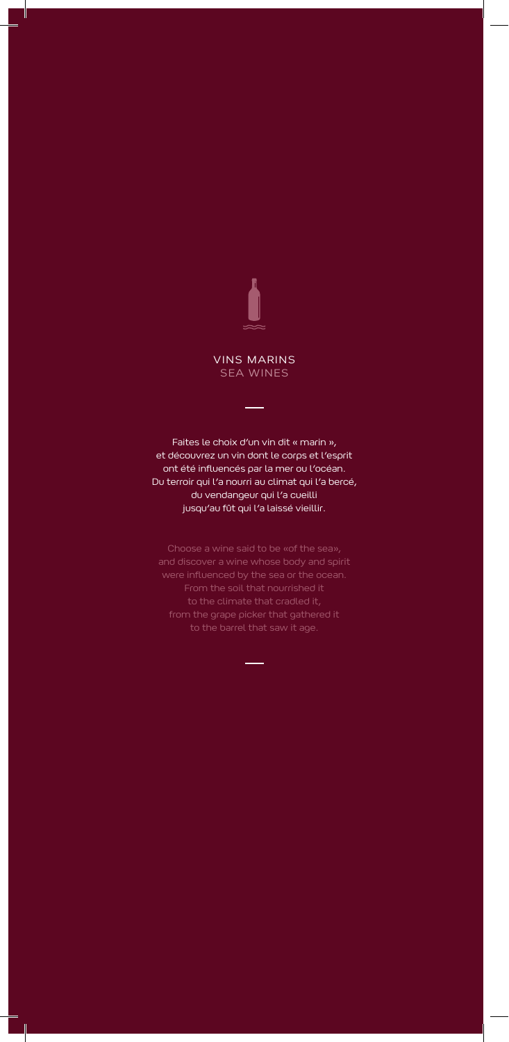# VINS MARINS
## SEA WINES

---

Faites le choix d'un vin dit « marin »,
et découvrez un vin dont le corps et l'esprit
ont été influencés par la mer ou l'océan.
Du terroir qui l'a nourri au climat qui l'a bercé,
du vendangeur qui l'a cueilli
jusqu'au fût qui l'a laissé vieillir.

Choose a wine said to be «of the sea»,
and discover a wine whose body and spirit
were influenced by the sea or the ocean.
From the soil that nourrished it
to the climate that cradled it,
from the grape picker that gathered it
to the barrel that saw it age.

---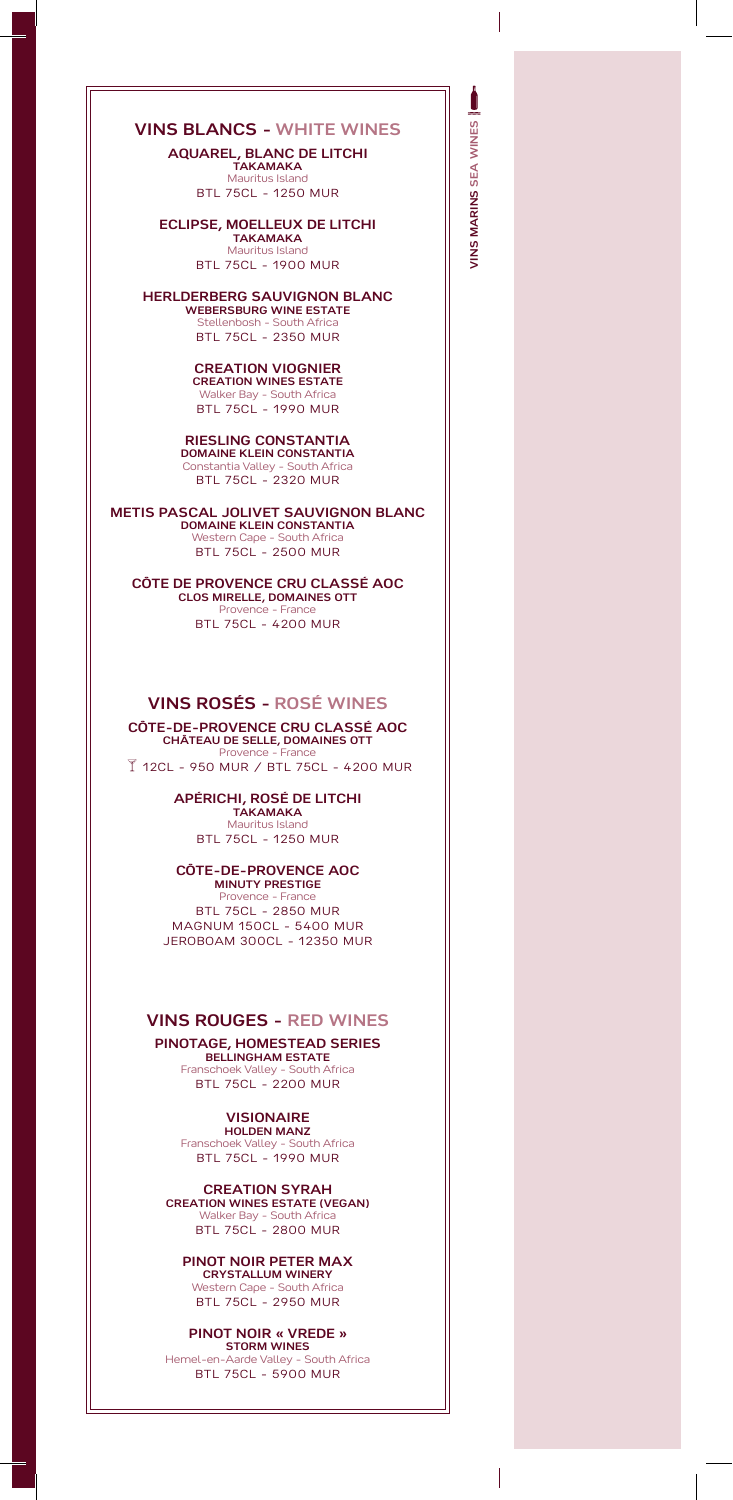## VINS BLANCS - WHITE WINES

**AQUAREL, BLANC DE LITCHI**
**TAKAMAKA**
Mauritius Island
BTL 75CL - 1250 MUR

**ECLIPSE, MOELLEUX DE LITCHI**
**TAKAMAKA**
Mauritius Island
BTL 75CL - 1900 MUR

**HERLDERBERG SAUVIGNON BLANC**
**WEBERSBURG WINE ESTATE**
Stellenbosh - South Africa
BTL 75CL - 2350 MUR

**CREATION VIOGNIER**
**CREATION WINES ESTATE**
Walker Bay - South Africa
BTL 75CL - 1990 MUR

**RIESLING CONSTANTIA**
**DOMAINE KLEIN CONSTANTIA**
Constantia Valley - South Africa
BTL 75CL - 2320 MUR

**METIS PASCAL JOLIVET SAUVIGNON BLANC**
**DOMAINE KLEIN CONSTANTIA**
Western Cape - South Africa
BTL 75CL - 2500 MUR

**CÔTE DE PROVENCE CRU CLASSÉ AOC**
**CLOS MIRELLE, DOMAINES OTT**
Provence - France
BTL 75CL - 4200 MUR

## VINS ROSÉS - ROSÉ WINES

**CÔTE-DE-PROVENCE CRU CLASSÉ AOC**
**CHÂTEAU DE SELLE, DOMAINES OTT**
Provence - France
12CL - 950 MUR / BTL 75CL - 4200 MUR

**APÉRICHI, ROSÉ DE LITCHI**
**TAKAMAKA**
Mauritius Island
BTL 75CL - 1250 MUR

**CÔTE-DE-PROVENCE AOC**
**MINUTY PRESTIGE**
Provence - France
BTL 75CL - 2850 MUR
MAGNUM 150CL - 5400 MUR
JEROBOAM 300CL - 12350 MUR

## VINS ROUGES - RED WINES

**PINOTAGE, HOMESTEAD SERIES**
**BELLINGHAM ESTATE**
Franschoek Valley - South Africa
BTL 75CL - 2200 MUR

**VISIONAIRE**
**HOLDEN MANZ**
Franschoek Valley - South Africa
BTL 75CL - 1990 MUR

**CREATION SYRAH**
**CREATION WINES ESTATE (VEGAN)**
Walker Bay - South Africa
BTL 75CL - 2800 MUR

**PINOT NOIR PETER MAX**
**CRYSTALLUM WINERY**
Western Cape - South Africa
BTL 75CL - 2950 MUR

**PINOT NOIR « VREDE »**
**STORM WINES**
Hemel-en-Aarde Valley - South Africa
BTL 75CL - 5900 MUR

VINS MARINS SEA WINES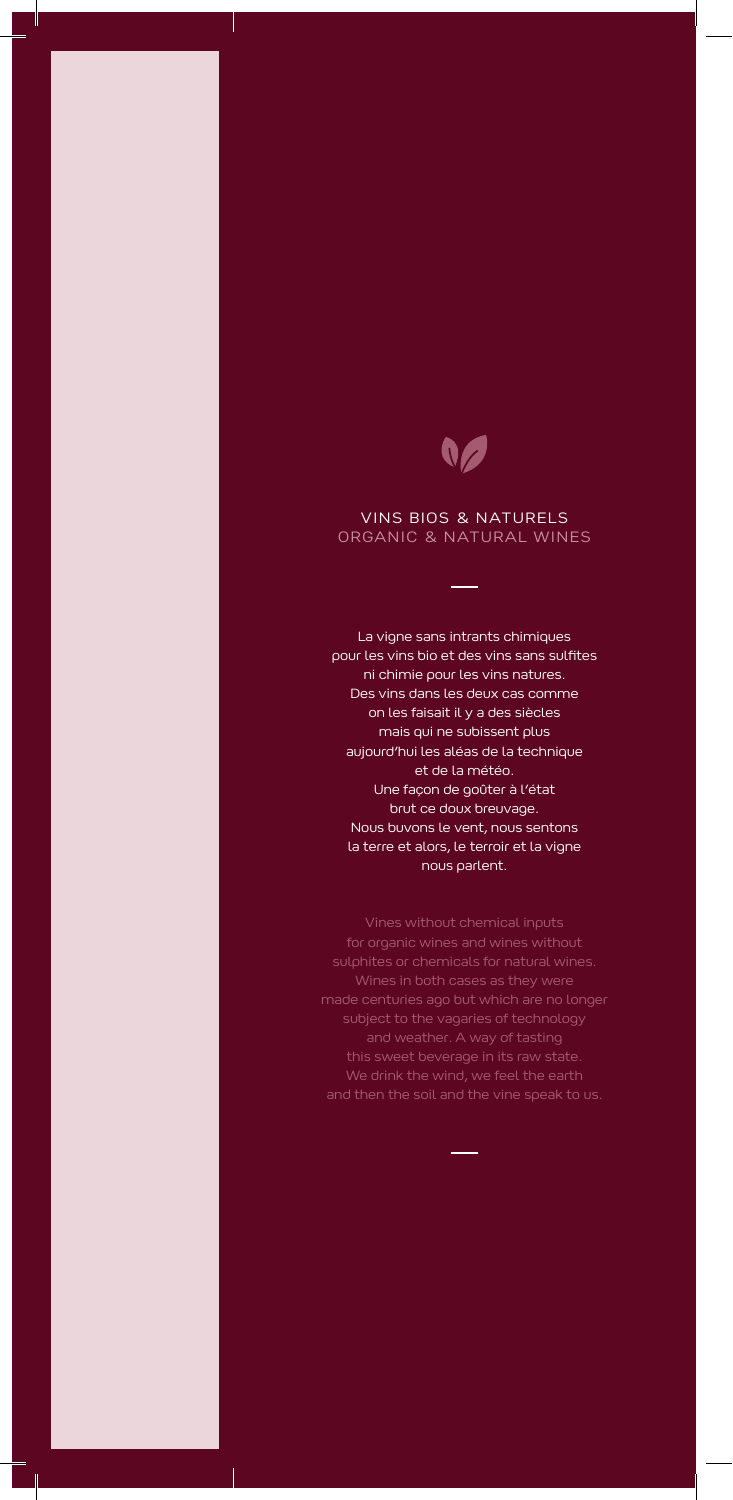## VINS BIOS & NATURELS
## ORGANIC & NATURAL WINES

La vigne sans intrants chimiques pour les vins bio et des vins sans sulfites ni chimie pour les vins natures. Des vins dans les deux cas comme on les faisait il y a des siècles mais qui ne subissent plus aujourd'hui les aléas de la technique et de la météo. Une façon de goûter à l'état brut ce doux breuvage. Nous buvons le vent, nous sentons la terre et alors, le terroir et la vigne nous parlent.

Vines without chemical inputs for organic wines and wines without sulphites or chemicals for natural wines. Wines in both cases as they were made centuries ago but which are no longer subject to the vagaries of technology and weather. A way of tasting this sweet beverage in its raw state. We drink the wind, we feel the earth and then the soil and the vine speak to us.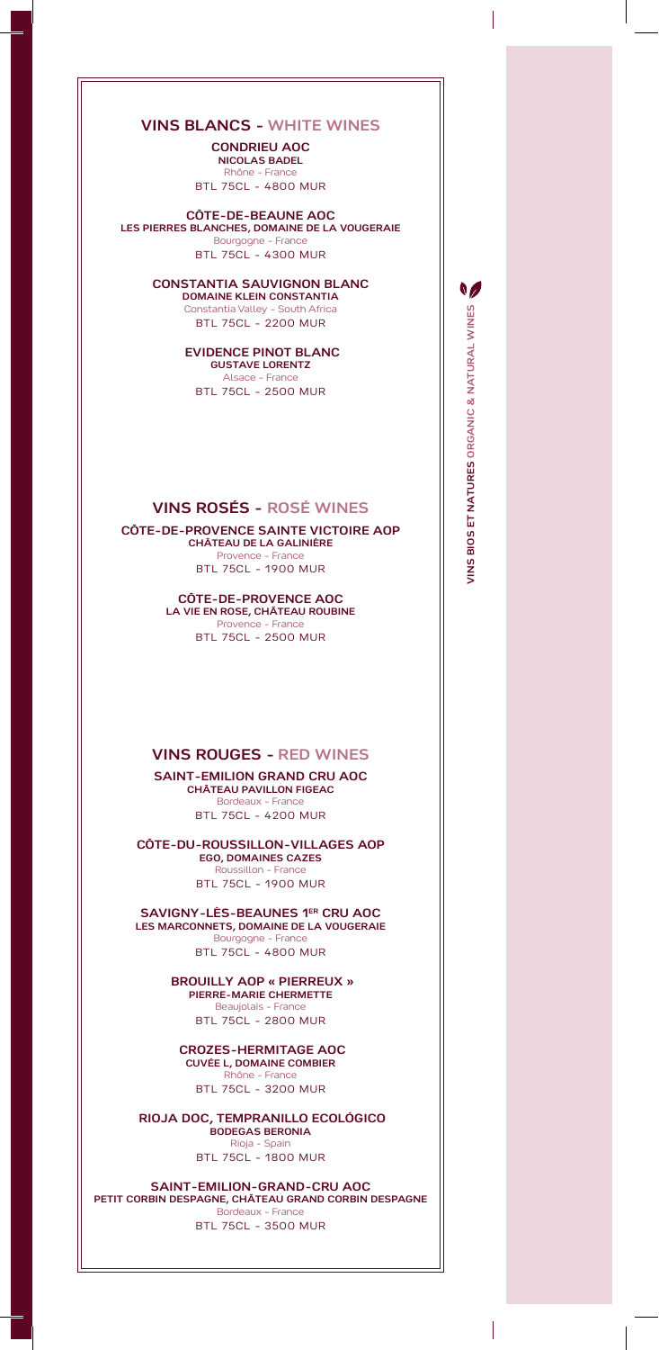## VINS BLANCS - WHITE WINES

**CONDRIEU AOC**
**NICOLAS BADEL**
Rhône - France
BTL 75CL - 4800 MUR

**CÔTE-DE-BEAUNE AOC**
**LES PIERRES BLANCHES, DOMAINE DE LA VOUGERAIE**
Bourgogne - France
BTL 75CL - 4300 MUR

**CONSTANTIA SAUVIGNON BLANC**
**DOMAINE KLEIN CONSTANTIA**
Constantia Valley - South Africa
BTL 75CL - 2200 MUR

**EVIDENCE PINOT BLANC**
**GUSTAVE LORENTZ**
Alsace - France
BTL 75CL - 2500 MUR

## VINS ROSÉS - ROSÉ WINES

**CÔTE-DE-PROVENCE SAINTE VICTOIRE AOP**
**CHÂTEAU DE LA GALINIÈRE**
Provence - France
BTL 75CL - 1900 MUR

**CÔTE-DE-PROVENCE AOC**
**LA VIE EN ROSE, CHÂTEAU ROUBINE**
Provence - France
BTL 75CL - 2500 MUR

## VINS ROUGES - RED WINES

**SAINT-EMILION GRAND CRU AOC**
**CHÂTEAU PAVILLON FIGEAC**
Bordeaux - France
BTL 75CL - 4200 MUR

**CÔTE-DU-ROUSSILLON-VILLAGES AOP**
**EGO, DOMAINES CAZES**
Roussillon - France
BTL 75CL - 1900 MUR

**SAVIGNY-LÈS-BEAUNES 1ER CRU AOC**
**LES MARCONNETS, DOMAINE DE LA VOUGERAIE**
Bourgogne - France
BTL 75CL - 4800 MUR

**BROUILLY AOP « PIERREUX »**
**PIERRE-MARIE CHERMETTE**
Beaujolais - France
BTL 75CL - 2800 MUR

**CROZES-HERMITAGE AOC**
**CUVÉE L, DOMAINE COMBIER**
Rhône - France
BTL 75CL - 3200 MUR

**RIOJA DOC, TEMPRANILLO ECOLÓGICO**
**BODEGAS BERONIA**
Rioja - Spain
BTL 75CL - 1800 MUR

**SAINT-EMILION-GRAND-CRU AOC**
**PETIT CORBIN DESPAGNE, CHÂTEAU GRAND CORBIN DESPAGNE**
Bordeaux - France
BTL 75CL - 3500 MUR

**VINS BIOS ET NATURES** ORGANIC & NATURAL WINES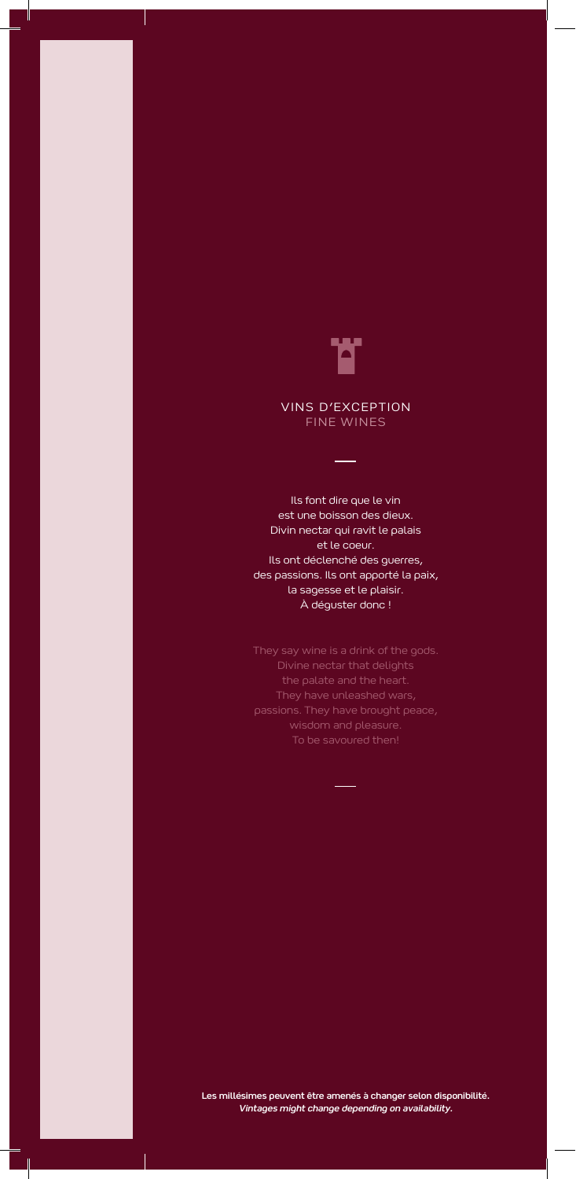# VINS D'EXCEPTION
## FINE WINES

Ils font dire que le vin
est une boisson des dieux.
Divin nectar qui ravit le palais
et le coeur.
Ils ont déclenché des guerres,
des passions. Ils ont apporté la paix,
la sagesse et le plaisir.
À déguster donc !

They say wine is a drink of the gods.
Divine nectar that delights
the palate and the heart.
They have unleashed wars,
passions. They have brought peace,
wisdom and pleasure.
To be savoured then!

**Les millésimes peuvent être amenés à changer selon disponibilité.**
***Vintages might change depending on availability.***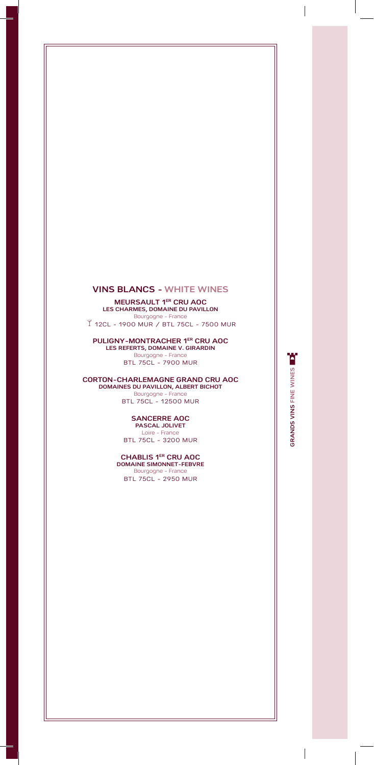## VINS BLANCS - WHITE WINES

**MEURSAULT 1ER CRU AOC**
**LES CHARMES, DOMAINE DU PAVILLON**
Bourgogne - France
12CL - 1900 MUR / BTL 75CL - 7500 MUR

**PULIGNY-MONTRACHER 1ER CRU AOC**
**LES REFERTS, DOMAINE V. GIRARDIN**
Bourgogne - France
BTL 75CL - 7900 MUR

**CORTON-CHARLEMAGNE GRAND CRU AOC**
**DOMAINES DU PAVILLON, ALBERT BICHOT**
Bourgogne - France
BTL 75CL - 12500 MUR

**SANCERRE AOC**
**PASCAL JOLIVET**
Loire - France
BTL 75CL - 3200 MUR

**CHABLIS 1ER CRU AOC**
**DOMAINE SIMONNET-FEBVRE**
Bourgogne - France
BTL 75CL - 2950 MUR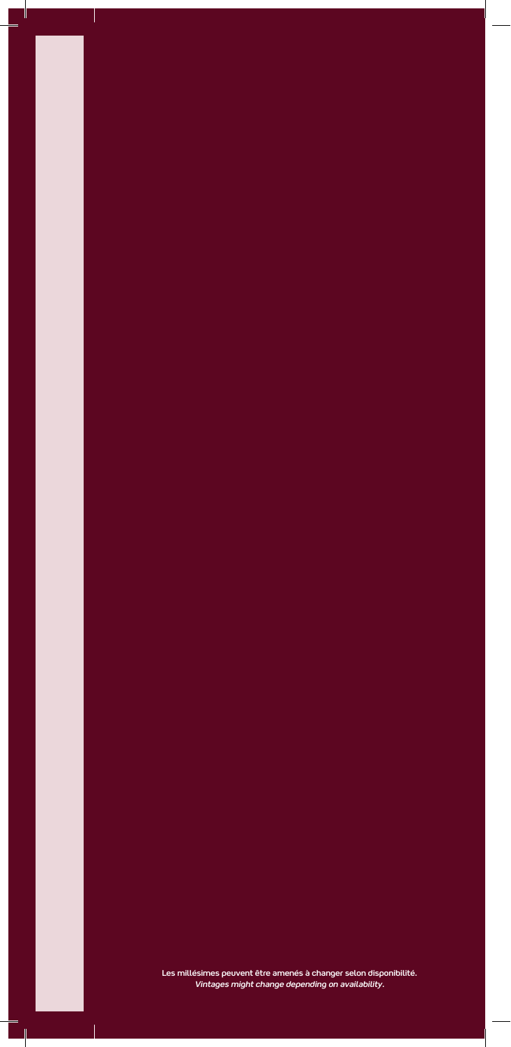Les millésimes peuvent être amenés à changer selon disponibilité.
*Vintages might change depending on availability.*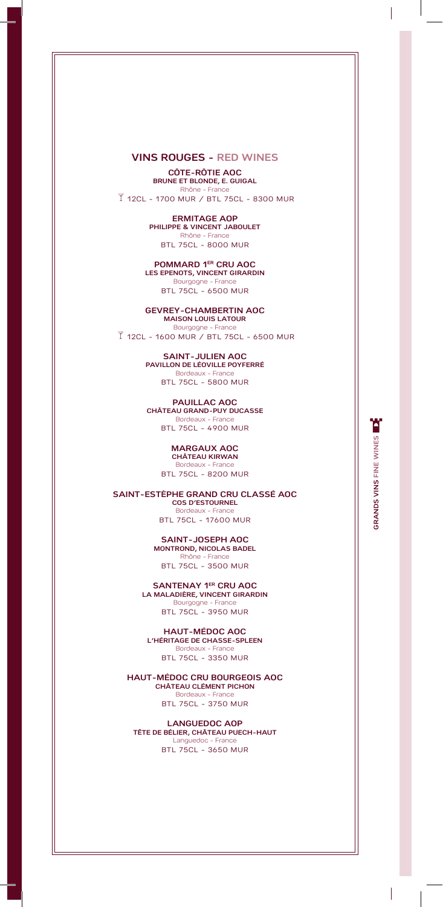## VINS ROUGES - RED WINES

**CÔTE-RÔTIE AOC**
**BRUNE ET BLONDE, E. GUIGAL**
Rhône - France
12CL - 1700 MUR / BTL 75CL - 8300 MUR

**ERMITAGE AOP**
**PHILIPPE & VINCENT JABOULET**
Rhône - France
BTL 75CL - 8000 MUR

**POMMARD 1ER CRU AOC**
**LES EPENOTS, VINCENT GIRARDIN**
Bourgogne - France
BTL 75CL - 6500 MUR

**GEVREY-CHAMBERTIN AOC**
**MAISON LOUIS LATOUR**
Bourgogne - France
12CL - 1600 MUR / BTL 75CL - 6500 MUR

**SAINT-JULIEN AOC**
**PAVILLON DE LÉOVILLE POYFERRÉ**
Bordeaux - France
BTL 75CL - 5800 MUR

**PAUILLAC AOC**
**CHÂTEAU GRAND-PUY DUCASSE**
Bordeaux - France
BTL 75CL - 4900 MUR

**MARGAUX AOC**
**CHÂTEAU KIRWAN**
Bordeaux - France
BTL 75CL - 8200 MUR

**SAINT-ESTÈPHE GRAND CRU CLASSÉ AOC**
**COS D'ESTOURNEL**
Bordeaux - France
BTL 75CL - 17600 MUR

**SAINT-JOSEPH AOC**
**MONTROND, NICOLAS BADEL**
Rhône - France
BTL 75CL - 3500 MUR

**SANTENAY 1ER CRU AOC**
**LA MALADIÈRE, VINCENT GIRARDIN**
Bourgogne - France
BTL 75CL - 3950 MUR

**HAUT-MÉDOC AOC**
**L'HÉRITAGE DE CHASSE-SPLEEN**
Bordeaux - France
BTL 75CL - 3350 MUR

**HAUT-MÉDOC CRU BOURGEOIS AOC**
**CHÂTEAU CLÉMENT PICHON**
Bordeaux - France
BTL 75CL - 3750 MUR

**LANGUEDOC AOP**
**TÊTE DE BÉLIER, CHÂTEAU PUECH-HAUT**
Languedoc - France
BTL 75CL - 3650 MUR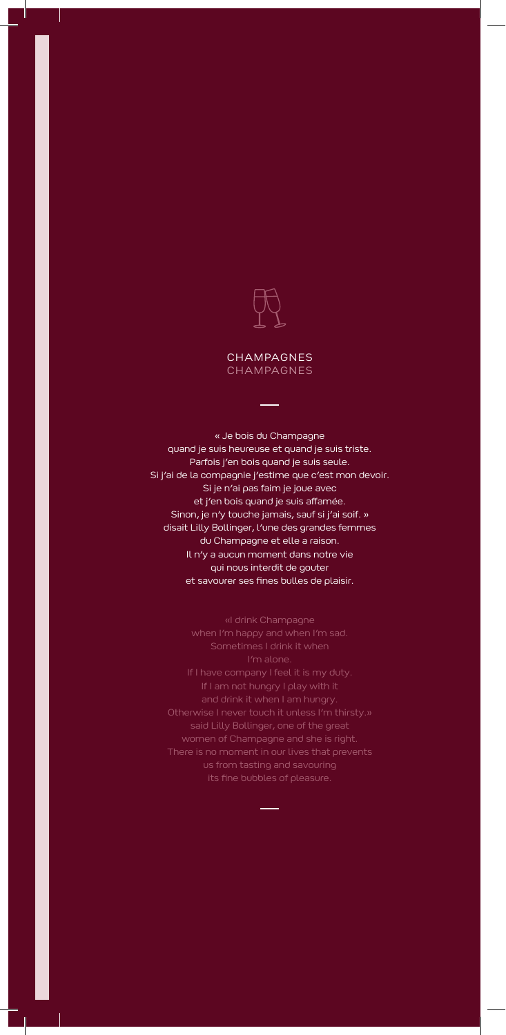# CHAMPAGNES
## CHAMPAGNES

« Je bois du Champagne
quand je suis heureuse et quand je suis triste.
Parfois j'en bois quand je suis seule.
Si j'ai de la compagnie j'estime que c'est mon devoir.
Si je n'ai pas faim je joue avec
et j'en bois quand je suis affamée.
Sinon, je n'y touche jamais, sauf si j'ai soif. »
disait Lilly Bollinger, l'une des grandes femmes
du Champagne et elle a raison.
Il n'y a aucun moment dans notre vie
qui nous interdit de gouter
et savourer ses fines bulles de plaisir.

«I drink Champagne
when I'm happy and when I'm sad.
Sometimes I drink it when
I'm alone.
If I have company I feel it is my duty.
If I am not hungry I play with it
and drink it when I am hungry.
Otherwise I never touch it unless I'm thirsty.»
said Lilly Bollinger, one of the great
women of Champagne and she is right.
There is no moment in our lives that prevents
us from tasting and savouring
its fine bubbles of pleasure.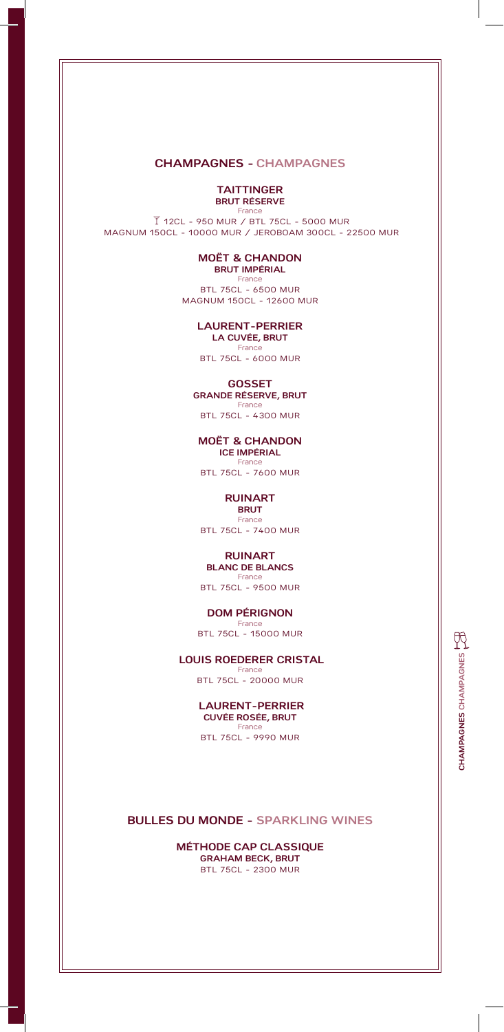## CHAMPAGNES - CHAMPAGNES

**TAITTINGER**
**BRUT RÉSERVE**
France
12CL - 950 MUR / BTL 75CL - 5000 MUR
MAGNUM 150CL - 10000 MUR / JEROBOAM 300CL - 22500 MUR

**MOËT & CHANDON**
**BRUT IMPÉRIAL**
France
BTL 75CL - 6500 MUR
MAGNUM 150CL - 12600 MUR

**LAURENT-PERRIER**
**LA CUVÉE, BRUT**
France
BTL 75CL - 6000 MUR

**GOSSET**
**GRANDE RÉSERVE, BRUT**
France
BTL 75CL - 4300 MUR

**MOËT & CHANDON**
**ICE IMPÉRIAL**
France
BTL 75CL - 7600 MUR

**RUINART**
**BRUT**
France
BTL 75CL - 7400 MUR

**RUINART**
**BLANC DE BLANCS**
France
BTL 75CL - 9500 MUR

**DOM PÉRIGNON**
France
BTL 75CL - 15000 MUR

**LOUIS ROEDERER CRISTAL**
France
BTL 75CL - 20000 MUR

**LAURENT-PERRIER**
**CUVÉE ROSÉE, BRUT**
France
BTL 75CL - 9990 MUR

## BULLES DU MONDE - SPARKLING WINES

**MÉTHODE CAP CLASSIQUE**
**GRAHAM BECK, BRUT**
BTL 75CL - 2300 MUR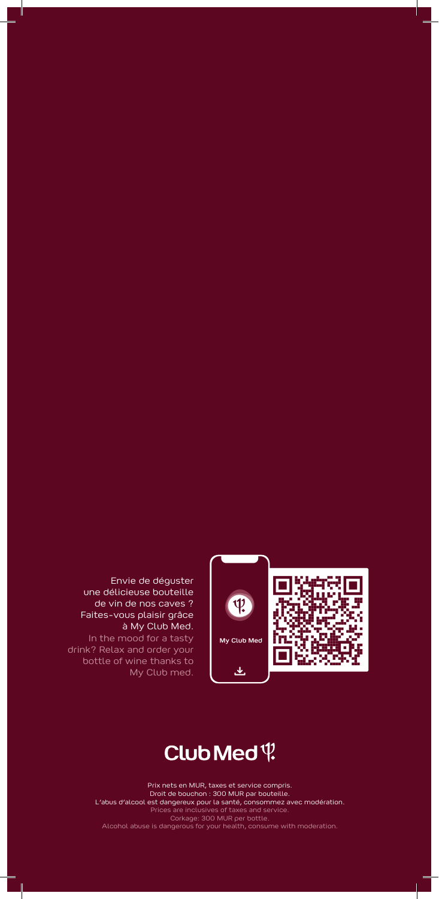Envie de déguster une délicieuse bouteille de vin de nos caves ? Faites-vous plaisir grâce à My Club Med.

In the mood for a tasty drink? Relax and order your bottle of wine thanks to My Club med.

My Club Med

Club Med

Prix nets en MUR, taxes et service compris.
Droit de bouchon : 300 MUR par bouteille.
L'abus d'alcool est dangereux pour la santé, consommez avec modération.

Prices are inclusives of taxes and service.
Corkage: 300 MUR per bottle.
Alcohol abuse is dangerous for your health, consume with moderation.